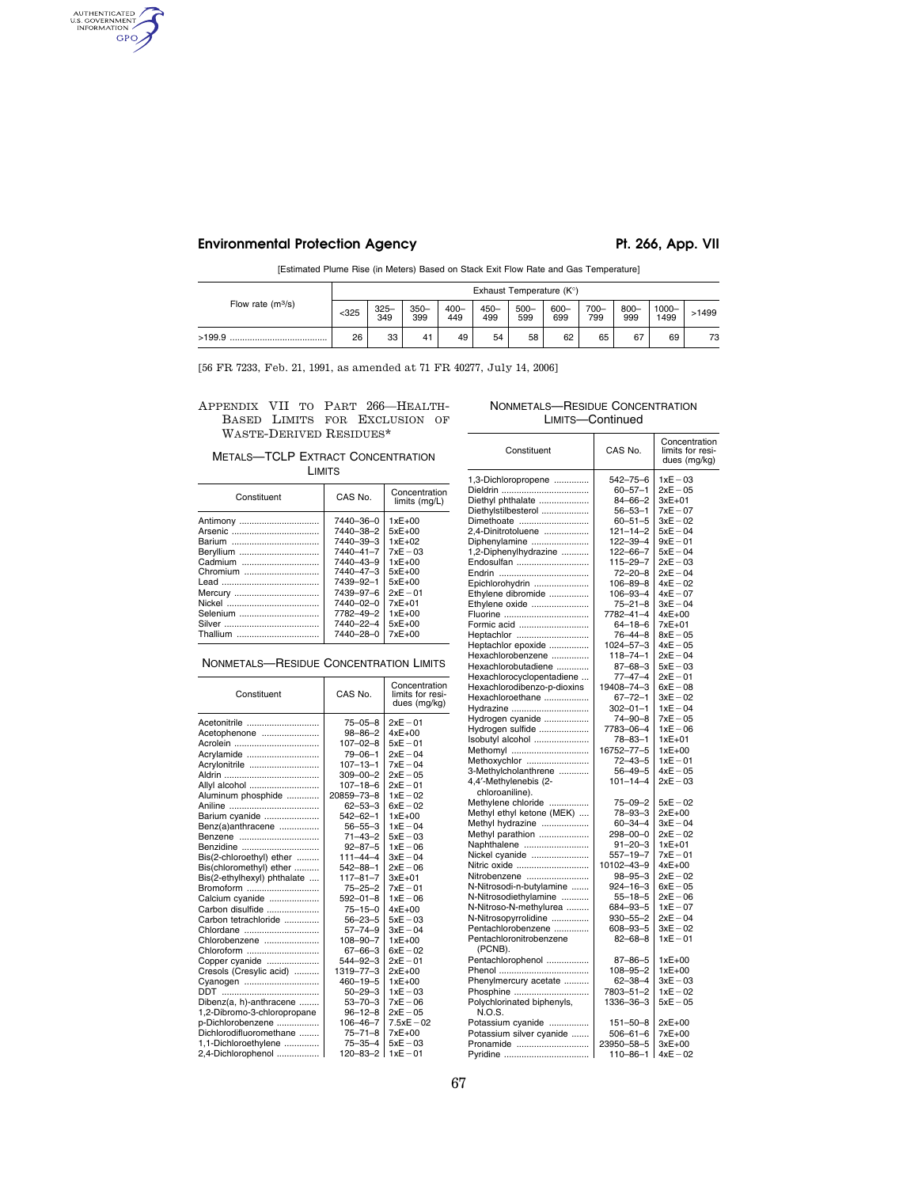[Estimated Plume Rise (in Meters) Based on Stack Exit Flow Rate and Gas Temperature]

| Flow rate ($m^3/s$) | Exhaust Temperature (K°) | | | | | | | | | | |
|---|---|---|---|---|---|---|---|---|---|---|---|
| | <325 | 325–349 | 350–399 | 400–449 | 450–499 | 500–599 | 600–699 | 700–799 | 800–999 | 1000–1499 | >1499 |
| >199.9 | 26 | 33 | 41 | 49 | 54 | 58 | 62 | 65 | 67 | 69 | 73 |

[56 FR 7233, Feb. 21, 1991, as amended at 71 FR 40277, July 14, 2006]

## Appendix VII to Part 266—Health-Based Limits for Exclusion of Waste-Derived Residues*

### Metals—TCLP Extract Concentration Limits

| Constituent | CAS No. | Concentration limits (mg/L) |
|---|---|---|
| Antimony | 7440–36–0 | 1xE+00 |
| Arsenic | 7440–38–2 | 5xE+00 |
| Barium | 7440–39–3 | 1xE+02 |
| Beryllium | 7440–41–7 | 7xE−03 |
| Cadmium | 7440–43–9 | 1xE+00 |
| Chromium | 7440–47–3 | 5xE+00 |
| Lead | 7439–92–1 | 5xE+00 |
| Mercury | 7439–97–6 | 2xE−01 |
| Nickel | 7440–02–0 | 7xE+01 |
| Selenium | 7782–49–2 | 1xE+00 |
| Silver | 7440–22–4 | 5xE+00 |
| Thallium | 7440–28–0 | 7xE+00 |

### Nonmetals—Residue Concentration Limits

| Constituent | CAS No. | Concentration limits for residues (mg/kg) |
|---|---|---|
| Acetonitrile | 75–05–8 | 2xE−01 |
| Acetophenone | 98–86–2 | 4xE+00 |
| Acrolein | 107–02–8 | 5xE−01 |
| Acrylamide | 79–06–1 | 2xE−04 |
| Acrylonitrile | 107–13–1 | 7xE−04 |
| Aldrin | 309–00–2 | 2xE−05 |
| Allyl alcohol | 107–18–6 | 2xE−01 |
| Aluminum phosphide | 20859–73–8 | 1xE−02 |
| Aniline | 62–53–3 | 6xE−02 |
| Barium cyanide | 542–62–1 | 1xE+00 |
| Benz(a)anthracene | 56–55–3 | 1xE−04 |
| Benzene | 71–43–2 | 5xE−03 |
| Benzidine | 92–87–5 | 1xE−06 |
| Bis(2-chloroethyl) ether | 111–44–4 | 3xE−04 |
| Bis(chloromethyl) ether | 542–88–1 | 2xE−06 |
| Bis(2-ethylhexyl) phthalate | 117–81–7 | 3xE+01 |
| Bromoform | 75–25–2 | 7xE−01 |
| Calcium cyanide | 592–01–8 | 1xE−06 |
| Carbon disulfide | 75–15–0 | 4xE+00 |
| Carbon tetrachloride | 56–23–5 | 5xE−03 |
| Chlordane | 57–74–9 | 3xE−04 |
| Chlorobenzene | 108–90–7 | 1xE+00 |
| Chloroform | 67–66–3 | 6xE−02 |
| Copper cyanide | 544–92–3 | 2xE−01 |
| Cresols (Cresylic acid) | 1319–77–3 | 2xE+00 |
| Cyanogen | 460–19–5 | 1xE+00 |
| DDT | 50–29–3 | 1xE−03 |
| Dibenz(a, h)-anthracene | 53–70–3 | 7xE−06 |
| 1,2-Dibromo-3-chloropropane | 96–12–8 | 2xE−05 |
| p-Dichlorobenzene | 106–46–7 | 7.5xE−02 |
| Dichlorodifluoromethane | 75–71–8 | 7xE+00 |
| 1,1-Dichloroethylene | 75–35–4 | 5xE−03 |
| 2,4-Dichlorophenol | 120–83–2 | 1xE−01 |
| 1,3-Dichloropropene | 542–75–6 | 1xE−03 |
| Dieldrin | 60–57–1 | 2xE−05 |
| Diethyl phthalate | 84–66–2 | 3xE+01 |
| Diethylstilbesterol | 56–53–1 | 7xE−07 |
| Dimethoate | 60–51–5 | 3xE−02 |
| 2,4-Dinitrotoluene | 121–14–2 | 5xE−04 |
| Diphenylamine | 122–39–4 | 9xE−01 |
| 1,2-Diphenylhydrazine | 122–66–7 | 5xE−04 |
| Endosulfan | 115–29–7 | 2xE−03 |
| Endrin | 72–20–8 | 2xE−04 |
| Epichlorohydrin | 106–89–8 | 4xE−02 |
| Ethylene dibromide | 106–93–4 | 4xE−07 |
| Ethylene oxide | 75–21–8 | 3xE−04 |
| Fluorine | 7782–41–4 | 4xE+00 |
| Formic acid | 64–18–6 | 7xE+01 |
| Heptachlor | 76–44–8 | 8xE−05 |
| Heptachlor epoxide | 1024–57–3 | 4xE−05 |
| Hexachlorobenzene | 118–74–1 | 2xE−04 |
| Hexachlorobutadiene | 87–68–3 | 5xE−03 |
| Hexachlorocyclopentadiene | 77–47–4 | 2xE−01 |
| Hexachlorodibenzo-p-dioxins | 19408–74–3 | 6xE−08 |
| Hexachloroethane | 67–72–1 | 3xE−02 |
| Hydrazine | 302–01–1 | 1xE−04 |
| Hydrogen cyanide | 74–90–8 | 7xE−05 |
| Hydrogen sulfide | 7783–06–4 | 1xE−06 |
| Isobutyl alcohol | 78–83–1 | 1xE+01 |
| Methomyl | 16752–77–5 | 1xE+00 |
| Methoxychlor | 72–43–5 | 1xE−01 |
| 3-Methylcholanthrene | 56–49–5 | 4xE−05 |
| 4,4′-Methylenebis (2-chloroaniline). | 101–14–4 | 2xE−03 |
| Methylene chloride | 75–09–2 | 5xE−02 |
| Methyl ethyl ketone (MEK) | 78–93–3 | 2xE+00 |
| Methyl hydrazine | 60–34–4 | 3xE−04 |
| Methyl parathion | 298–00–0 | 2xE−02 |
| Naphthalene | 91–20–3 | 1xE+01 |
| Nickel cyanide | 557–19–7 | 7xE−01 |
| Nitric oxide | 10102–43–9 | 4xE+00 |
| Nitrobenzene | 98–95–3 | 2xE−02 |
| N-Nitrosodi-n-butylamine | 924–16–3 | 6xE−05 |
| N-Nitrosodiethylamine | 55–18–5 | 2xE−06 |
| N-Nitroso-N-methylurea | 684–93–5 | 1xE−07 |
| N-Nitrosopyrrolidine | 930–55–2 | 2xE−04 |
| Pentachlorobenzene | 608–93–5 | 3xE−02 |
| Pentachloronitrobenzene (PCNB). | 82–68–8 | 1xE−01 |
| Pentachlorophenol | 87–86–5 | 1xE+00 |
| Phenol | 108–95–2 | 1xE+00 |
| Phenylmercury acetate | 62–38–4 | 3xE−03 |
| Phosphine | 7803–51–2 | 1xE−02 |
| Polychlorinated biphenyls, N.O.S. | 1336–36–3 | 5xE−05 |
| Potassium cyanide | 151–50–8 | 2xE+00 |
| Potassium silver cyanide | 506–61–6 | 7xE+00 |
| Pronamide | 23950–58–5 | 3xE+00 |
| Pyridine | 110–86–1 | 4xE−02 |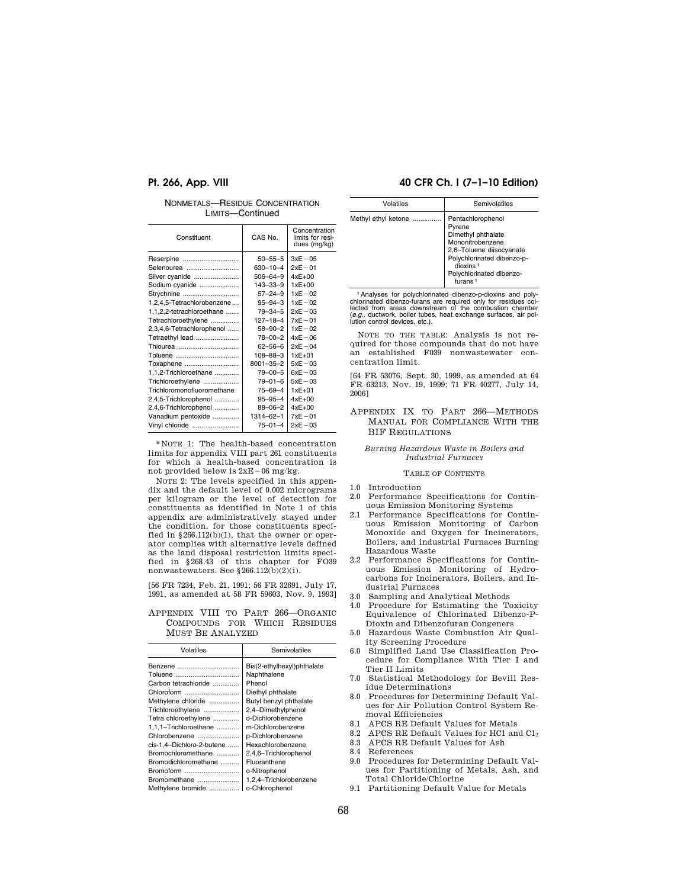NONMETALS—RESIDUE CONCENTRATION LIMITS—Continued

| Constituent | CAS No. | Concentration limits for residues (mg/kg) |
|---|---|---|
| Reserpine | 50–55–5 | 3xE−05 |
| Selenourea | 630–10–4 | 2xE−01 |
| Silver cyanide | 506–64–9 | 4xE+00 |
| Sodium cyanide | 143–33–9 | 1xE+00 |
| Strychnine | 57–24–9 | 1xE−02 |
| 1,2,4,5-Tetrachlorobenzene | 95–94–3 | 1xE−02 |
| 1,1,2,2-tetrachloroethane | 79–34–5 | 2xE−03 |
| Tetrachloroethylene | 127–18–4 | 7xE−01 |
| 2,3,4,6-Tetrachlorophenol | 58–90–2 | 1xE−02 |
| Tetraethyl lead | 78–00–2 | 4xE−06 |
| Thiourea | 62–56–6 | 2xE−04 |
| Toluene | 108–88–3 | 1xE+01 |
| Toxaphene | 8001–35–2 | 5xE−03 |
| 1,1,2-Trichloroethane | 79–00–5 | 6xE−03 |
| Trichloroethylene | 79–01–6 | 5xE−03 |
| Trichloromonofluoromethane | 75–69–4 | 1xE+01 |
| 2,4,5-Trichlorophenol | 95–95–4 | 4xE+00 |
| 2,4,6-Trichlorophenol | 88–06–2 | 4xE+00 |
| Vanadium pentoxide | 1314–62–1 | 7xE−01 |
| Vinyl chloride | 75–01–4 | 2xE−03 |

*NOTE 1: The health-based concentration limits for appendix VIII part 261 constituents for which a health-based concentration is not provided below is 2xE−06 mg/kg.

NOTE 2: The levels specified in this appendix and the default level of 0.002 micrograms per kilogram or the level of detection for constituents as identified in Note 1 of this appendix are administratively stayed under the condition, for those constituents specified in §266.112(b)(1), that the owner or operator complies with alternative levels defined as the land disposal restriction limits specified in §268.43 of this chapter for FO39 nonwastewaters. See §266.112(b)(2)(i).

[56 FR 7234, Feb. 21, 1991; 56 FR 32691, July 17, 1991, as amended at 58 FR 59603, Nov. 9, 1993]

## APPENDIX VIII TO PART 266—ORGANIC COMPOUNDS FOR WHICH RESIDUES MUST BE ANALYZED

| Volatiles | Semivolatiles |
|---|---|
| Benzene | Bis(2-ethylhexyl)phthalate |
| Toluene | Naphthalene |
| Carbon tetrachloride | Phenol |
| Chloroform | Diethyl phthalate |
| Methylene chloride | Butyl benzyl phthalate |
| Trichloroethylene | 2,4–Dimethylphenol |
| Tetra chloroethylene | o-Dichlorobenzene |
| 1,1,1–Trichloroethane | m-Dichlorobenzene |
| Chlorobenzene | p-Dichlorobenzene |
| cis-1,4–Dichloro-2-butene | Hexachlorobenzene |
| Bromochloromethane | 2,4,6–Trichlorophenol |
| Bromodichloromethane | Fluoranthene |
| Bromoform | o-Nitrophenol |
| Bromomethane | 1,2,4–Trichlorobenzene |
| Methylene bromide | o-Chlorophenol |
| Methyl ethyl ketone | Pentachlorophenol |
| | Pyrene |
| | Dimethyl phthalate |
| | Mononitrobenzene |
| | 2,6–Toluene diisocyanate |
| | Polychlorinated dibenzo-p-dioxins [1] |
| | Polychlorinated dibenzo-furans [1] |

[1] Analyses for polychlorinated dibenzo-p-dioxins and polychlorinated dibenzo-furans are required only for residues collected from areas downstream of the combustion chamber (*e.g.*, ductwork, boiler tubes, heat exchange surfaces, air pollution control devices, etc.).

NOTE TO THE TABLE: Analysis is not required for those compounds that do not have an established F039 nonwastewater concentration limit.

[64 FR 53076, Sept. 30, 1999, as amended at 64 FR 63213, Nov. 19, 1999; 71 FR 40277, July 14, 2006]

## APPENDIX IX TO PART 266—METHODS MANUAL FOR COMPLIANCE WITH THE BIF REGULATIONS

*Burning Hazardous Waste in Boilers and Industrial Furnaces*

TABLE OF CONTENTS

1.0 Introduction
2.0 Performance Specifications for Continuous Emission Monitoring Systems
2.1 Performance Specifications for Continuous Emission Monitoring of Carbon Monoxide and Oxygen for Incinerators, Boilers, and industrial Furnaces Burning Hazardous Waste
2.2 Performance Specifications for Continuous Emission Monitoring of Hydrocarbons for Incinerators, Boilers, and Industrial Furnaces
3.0 Sampling and Analytical Methods
4.0 Procedure for Estimating the Toxicity Equivalence of Chlorinated Dibenzo-P-Dioxin and Dibenzofuran Congeners
5.0 Hazardous Waste Combustion Air Quality Screening Procedure
6.0 Simplified Land Use Classification Procedure for Compliance With Tier I and Tier II Limits
7.0 Statistical Methodology for Bevill Residue Determinations
8.0 Procedures for Determining Default Values for Air Pollution Control System Removal Efficiencies
8.1 APCS RE Default Values for Metals
8.2 APCS RE Default Values for HC1 and $Cl_2$
8.3 APCS RE Default Values for Ash
8.4 References
9.0 Procedures for Determining Default Values for Partitioning of Metals, Ash, and Total Chloride/Chlorine
9.1 Partitioning Default Value for Metals